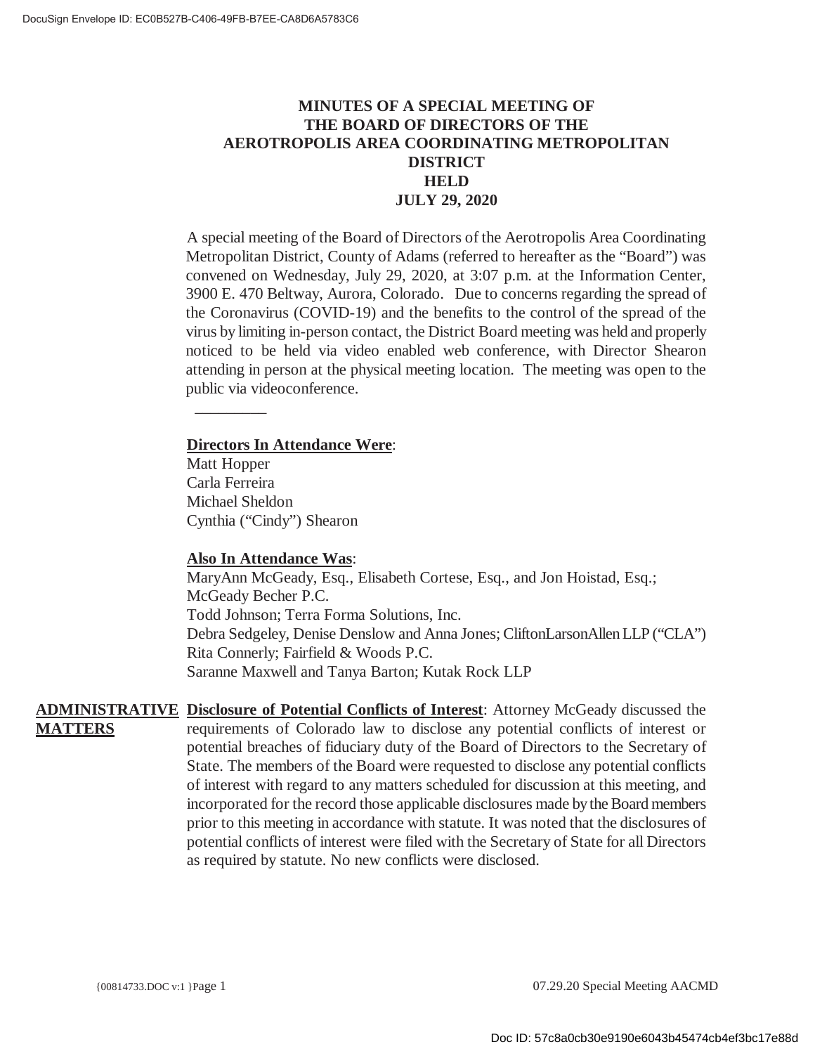# MINUTES OF A SPECIAL MEETING OF THE BOARD OF DIRECTORS OF THE AEROTROPOLIS AREA COORDINATING METROPOLITAN DISTRICT HELD JULY 29, 2020

A special meeting of the Board of Directors of the Aerotropolis Area Coordinating Metropolitan District, County of Adams (referred to hereafter as the "Board") was convened on Wednesday, July 29, 2020, at 3:07 p.m. at the Information Center, 3900 E. 470 Beltway, Aurora, Colorado. Due to concerns regarding the spread of the Coronavirus (COVID-19) and the benefits to the control of the spread of the virus by limiting in-person contact, the District Board meeting was held and properly noticed to be held via video enabled web conference, with Director Shearon attending in person at the physical meeting location. The meeting was open to the public via videoconference.

---

**Directors In Attendance Were**:
Matt Hopper
Carla Ferreira
Michael Sheldon
Cynthia ("Cindy") Shearon

**Also In Attendance Was**:
MaryAnn McGeady, Esq., Elisabeth Cortese, Esq., and Jon Hoistad, Esq.; McGeady Becher P.C.
Todd Johnson; Terra Forma Solutions, Inc.
Debra Sedgeley, Denise Denslow and Anna Jones; CliftonLarsonAllen LLP ("CLA")
Rita Connerly; Fairfield & Woods P.C.
Saranne Maxwell and Tanya Barton; Kutak Rock LLP

## ADMINISTRATIVE MATTERS

**Disclosure of Potential Conflicts of Interest**: Attorney McGeady discussed the requirements of Colorado law to disclose any potential conflicts of interest or potential breaches of fiduciary duty of the Board of Directors to the Secretary of State. The members of the Board were requested to disclose any potential conflicts of interest with regard to any matters scheduled for discussion at this meeting, and incorporated for the record those applicable disclosures made by the Board members prior to this meeting in accordance with statute. It was noted that the disclosures of potential conflicts of interest were filed with the Secretary of State for all Directors as required by statute. No new conflicts were disclosed.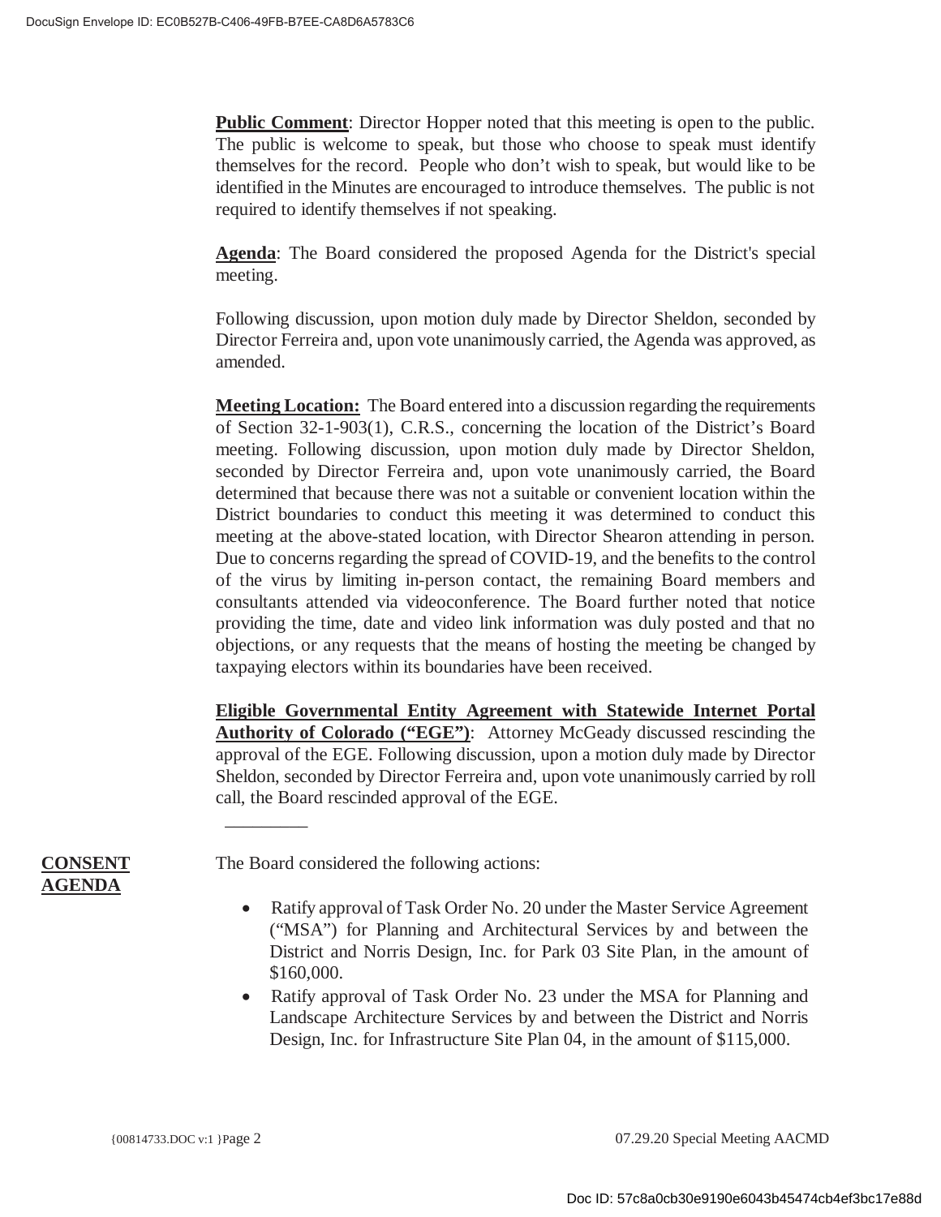**Public Comment**: Director Hopper noted that this meeting is open to the public. The public is welcome to speak, but those who choose to speak must identify themselves for the record. People who don't wish to speak, but would like to be identified in the Minutes are encouraged to introduce themselves. The public is not required to identify themselves if not speaking.

**Agenda**: The Board considered the proposed Agenda for the District's special meeting.

Following discussion, upon motion duly made by Director Sheldon, seconded by Director Ferreira and, upon vote unanimously carried, the Agenda was approved, as amended.

**Meeting Location:** The Board entered into a discussion regarding the requirements of Section 32-1-903(1), C.R.S., concerning the location of the District's Board meeting. Following discussion, upon motion duly made by Director Sheldon, seconded by Director Ferreira and, upon vote unanimously carried, the Board determined that because there was not a suitable or convenient location within the District boundaries to conduct this meeting it was determined to conduct this meeting at the above-stated location, with Director Shearon attending in person. Due to concerns regarding the spread of COVID-19, and the benefits to the control of the virus by limiting in-person contact, the remaining Board members and consultants attended via videoconference. The Board further noted that notice providing the time, date and video link information was duly posted and that no objections, or any requests that the means of hosting the meeting be changed by taxpaying electors within its boundaries have been received.

**Eligible Governmental Entity Agreement with Statewide Internet Portal Authority of Colorado ("EGE")**: Attorney McGeady discussed rescinding the approval of the EGE. Following discussion, upon a motion duly made by Director Sheldon, seconded by Director Ferreira and, upon vote unanimously carried by roll call, the Board rescinded approval of the EGE.

**CONSENT AGENDA**

The Board considered the following actions:

- Ratify approval of Task Order No. 20 under the Master Service Agreement ("MSA") for Planning and Architectural Services by and between the District and Norris Design, Inc. for Park 03 Site Plan, in the amount of $160,000.
- Ratify approval of Task Order No. 23 under the MSA for Planning and Landscape Architecture Services by and between the District and Norris Design, Inc. for Infrastructure Site Plan 04, in the amount of $115,000.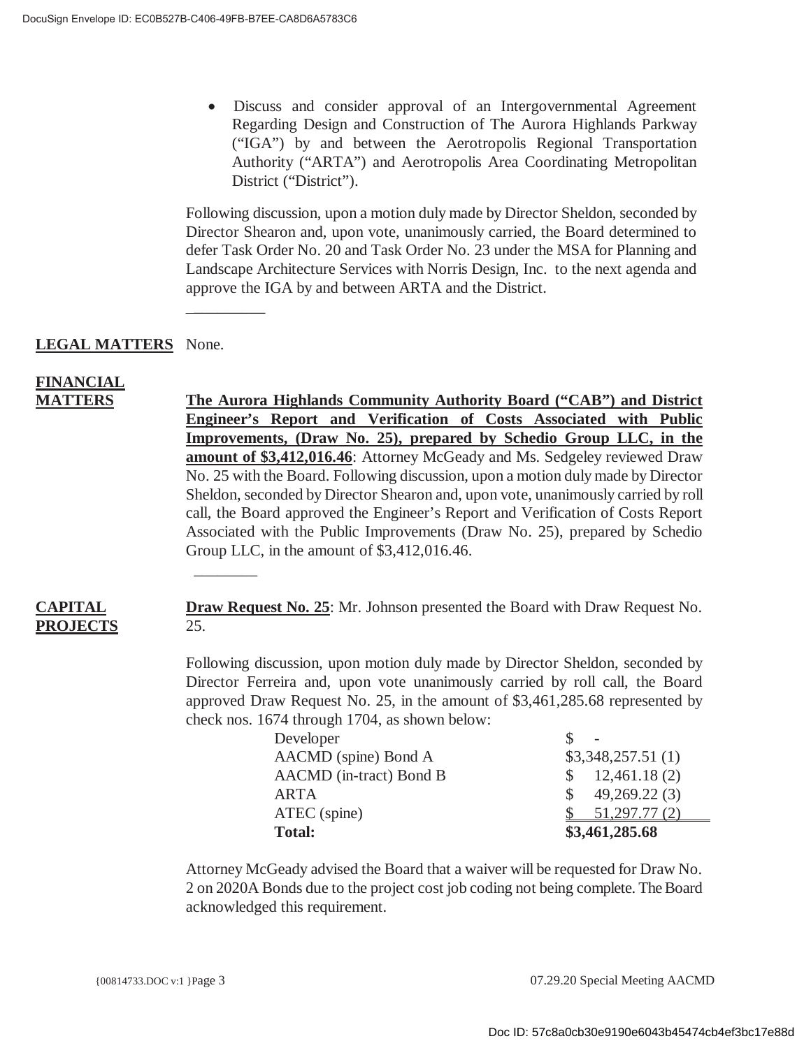- Discuss and consider approval of an Intergovernmental Agreement Regarding Design and Construction of The Aurora Highlands Parkway ("IGA") by and between the Aerotropolis Regional Transportation Authority ("ARTA") and Aerotropolis Area Coordinating Metropolitan District ("District").

Following discussion, upon a motion duly made by Director Sheldon, seconded by Director Shearon and, upon vote, unanimously carried, the Board determined to defer Task Order No. 20 and Task Order No. 23 under the MSA for Planning and Landscape Architecture Services with Norris Design, Inc. to the next agenda and approve the IGA by and between ARTA and the District.

**LEGAL MATTERS** None.

**FINANCIAL MATTERS**

**The Aurora Highlands Community Authority Board ("CAB") and District Engineer's Report and Verification of Costs Associated with Public Improvements, (Draw No. 25), prepared by Schedio Group LLC, in the amount of $3,412,016.46**: Attorney McGeady and Ms. Sedgeley reviewed Draw No. 25 with the Board. Following discussion, upon a motion duly made by Director Sheldon, seconded by Director Shearon and, upon vote, unanimously carried by roll call, the Board approved the Engineer's Report and Verification of Costs Report Associated with the Public Improvements (Draw No. 25), prepared by Schedio Group LLC, in the amount of $3,412,016.46.

**CAPITAL PROJECTS**

**Draw Request No. 25**: Mr. Johnson presented the Board with Draw Request No. 25.

Following discussion, upon motion duly made by Director Sheldon, seconded by Director Ferreira and, upon vote unanimously carried by roll call, the Board approved Draw Request No. 25, in the amount of $3,461,285.68 represented by check nos. 1674 through 1704, as shown below:

| | |
|---|---|
| Developer | $ - |
| AACMD (spine) Bond A | $3,348,257.51 (1) |
| AACMD (in-tract) Bond B | $ 12,461.18 (2) |
| ARTA | $ 49,269.22 (3) |
| ATEC (spine) | $ 51,297.77 (2) |
| **Total:** | **$3,461,285.68** |

Attorney McGeady advised the Board that a waiver will be requested for Draw No. 2 on 2020A Bonds due to the project cost job coding not being complete. The Board acknowledged this requirement.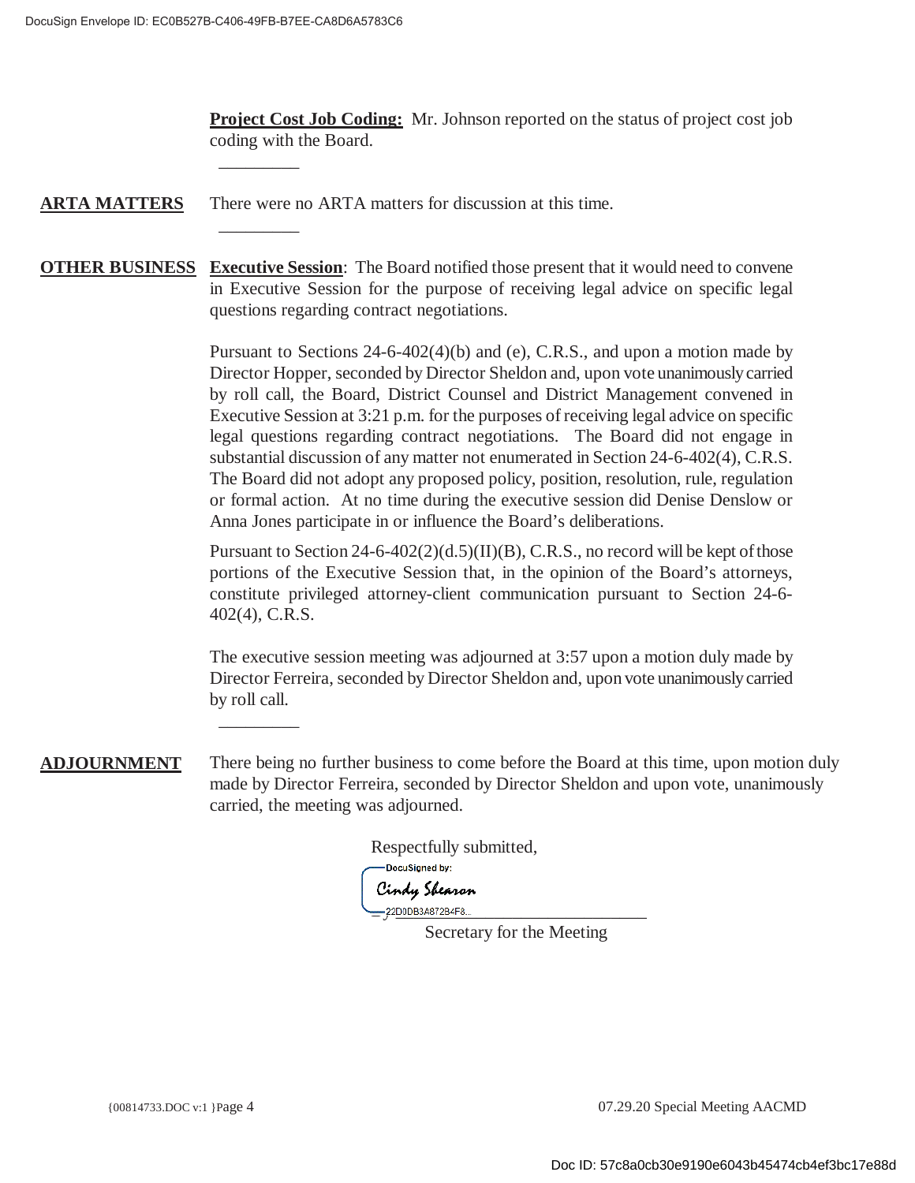**Project Cost Job Coding:** Mr. Johnson reported on the status of project cost job coding with the Board.

---

**ARTA MATTERS** There were no ARTA matters for discussion at this time.

---

**OTHER BUSINESS** **Executive Session**: The Board notified those present that it would need to convene in Executive Session for the purpose of receiving legal advice on specific legal questions regarding contract negotiations.

Pursuant to Sections 24-6-402(4)(b) and (e), C.R.S., and upon a motion made by Director Hopper, seconded by Director Sheldon and, upon vote unanimously carried by roll call, the Board, District Counsel and District Management convened in Executive Session at 3:21 p.m. for the purposes of receiving legal advice on specific legal questions regarding contract negotiations. The Board did not engage in substantial discussion of any matter not enumerated in Section 24-6-402(4), C.R.S. The Board did not adopt any proposed policy, position, resolution, rule, regulation or formal action. At no time during the executive session did Denise Denslow or Anna Jones participate in or influence the Board's deliberations.

Pursuant to Section 24-6-402(2)(d.5)(II)(B), C.R.S., no record will be kept of those portions of the Executive Session that, in the opinion of the Board's attorneys, constitute privileged attorney-client communication pursuant to Section 24-6-402(4), C.R.S.

The executive session meeting was adjourned at 3:57 upon a motion duly made by Director Ferreira, seconded by Director Sheldon and, upon vote unanimously carried by roll call.

---

**ADJOURNMENT** There being no further business to come before the Board at this time, upon motion duly made by Director Ferreira, seconded by Director Sheldon and upon vote, unanimously carried, the meeting was adjourned.

Respectfully submitted,

DocuSigned by:
Cindy Shearon
22D0DB3A872B4F8...

Secretary for the Meeting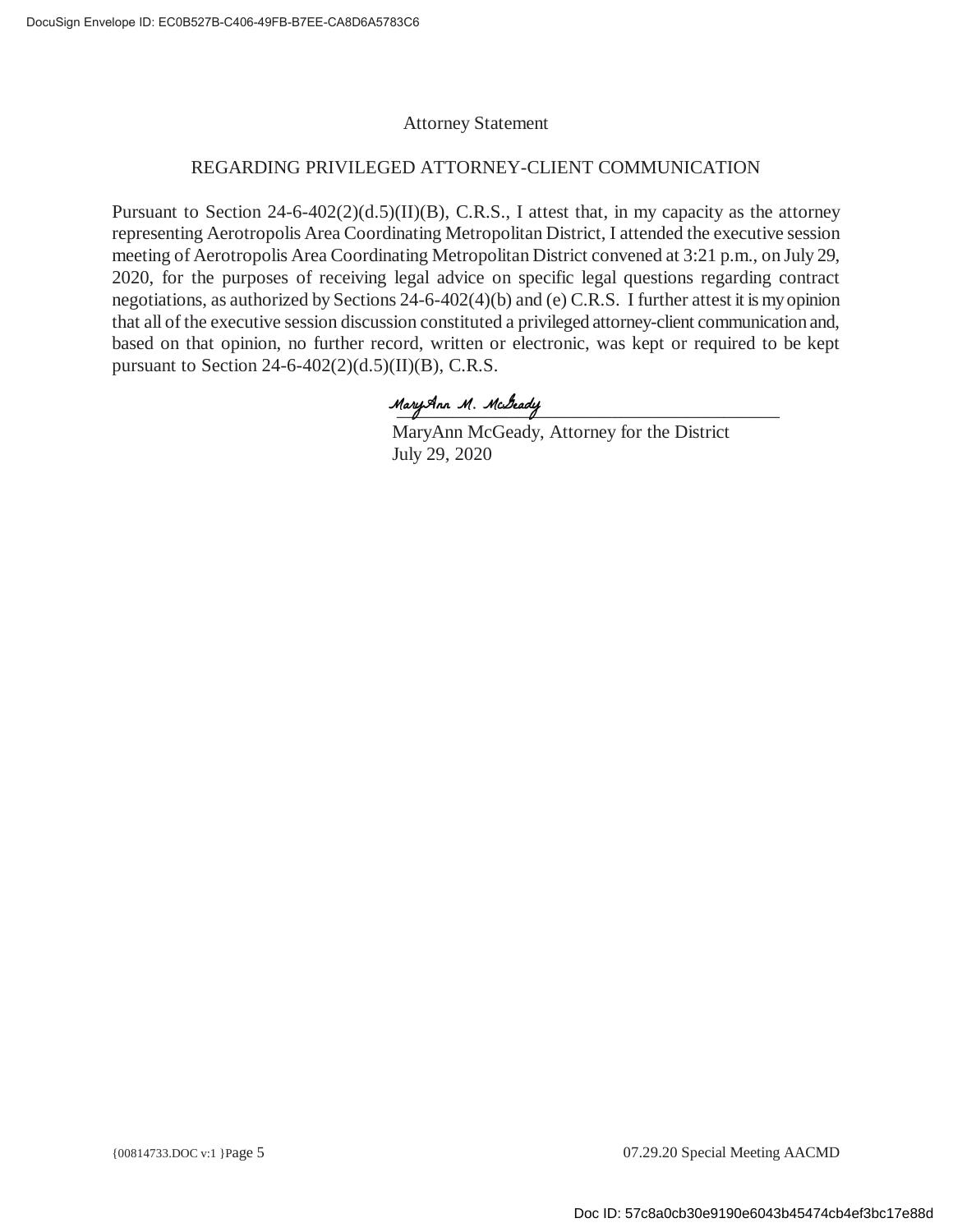Attorney Statement

REGARDING PRIVILEGED ATTORNEY-CLIENT COMMUNICATION

Pursuant to Section 24-6-402(2)(d.5)(II)(B), C.R.S., I attest that, in my capacity as the attorney representing Aerotropolis Area Coordinating Metropolitan District, I attended the executive session meeting of Aerotropolis Area Coordinating Metropolitan District convened at 3:21 p.m., on July 29, 2020, for the purposes of receiving legal advice on specific legal questions regarding contract negotiations, as authorized by Sections 24-6-402(4)(b) and (e) C.R.S. I further attest it is my opinion that all of the executive session discussion constituted a privileged attorney-client communication and, based on that opinion, no further record, written or electronic, was kept or required to be kept pursuant to Section 24-6-402(2)(d.5)(II)(B), C.R.S.

MaryAnn M. McGeady

MaryAnn McGeady, Attorney for the District
July 29, 2020